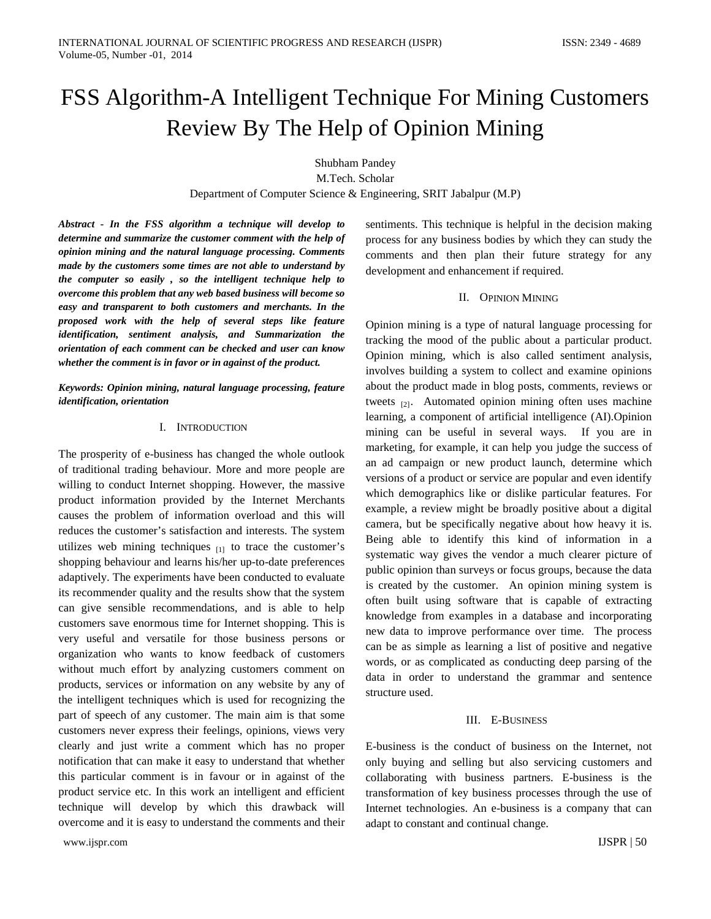# FSS Algorithm-A Intelligent Technique For Mining Customers Review By The Help of Opinion Mining

Shubham Pandey
M.Tech. Scholar
Department of Computer Science & Engineering, SRIT Jabalpur (M.P)

***Abstract - In the FSS algorithm a technique will develop to determine and summarize the customer comment with the help of opinion mining and the natural language processing. Comments made by the customers some times are not able to understand by the computer so easily , so the intelligent technique help to overcome this problem that any web based business will become so easy and transparent to both customers and merchants. In the proposed work with the help of several steps like feature identification, sentiment analysis, and Summarization the orientation of each comment can be checked and user can know whether the comment is in favor or in against of the product.***

***Keywords: Opinion mining, natural language processing, feature identification, orientation***

## I. Introduction

The prosperity of e-business has changed the whole outlook of traditional trading behaviour. More and more people are willing to conduct Internet shopping. However, the massive product information provided by the Internet Merchants causes the problem of information overload and this will reduces the customer's satisfaction and interests. The system utilizes web mining techniques [1] to trace the customer's shopping behaviour and learns his/her up-to-date preferences adaptively. The experiments have been conducted to evaluate its recommender quality and the results show that the system can give sensible recommendations, and is able to help customers save enormous time for Internet shopping. This is very useful and versatile for those business persons or organization who wants to know feedback of customers without much effort by analyzing customers comment on products, services or information on any website by any of the intelligent techniques which is used for recognizing the part of speech of any customer. The main aim is that some customers never express their feelings, opinions, views very clearly and just write a comment which has no proper notification that can make it easy to understand that whether this particular comment is in favour or in against of the product service etc. In this work an intelligent and efficient technique will develop by which this drawback will overcome and it is easy to understand the comments and their sentiments. This technique is helpful in the decision making process for any business bodies by which they can study the comments and then plan their future strategy for any development and enhancement if required.

## II. Opinion Mining

Opinion mining is a type of natural language processing for tracking the mood of the public about a particular product. Opinion mining, which is also called sentiment analysis, involves building a system to collect and examine opinions about the product made in blog posts, comments, reviews or tweets [2]. Automated opinion mining often uses machine learning, a component of artificial intelligence (AI).Opinion mining can be useful in several ways. If you are in marketing, for example, it can help you judge the success of an ad campaign or new product launch, determine which versions of a product or service are popular and even identify which demographics like or dislike particular features. For example, a review might be broadly positive about a digital camera, but be specifically negative about how heavy it is. Being able to identify this kind of information in a systematic way gives the vendor a much clearer picture of public opinion than surveys or focus groups, because the data is created by the customer. An opinion mining system is often built using software that is capable of extracting knowledge from examples in a database and incorporating new data to improve performance over time. The process can be as simple as learning a list of positive and negative words, or as complicated as conducting deep parsing of the data in order to understand the grammar and sentence structure used.

## III. E-Business

E-business is the conduct of business on the Internet, not only buying and selling but also servicing customers and collaborating with business partners. E-business is the transformation of key business processes through the use of Internet technologies. An e-business is a company that can adapt to constant and continual change.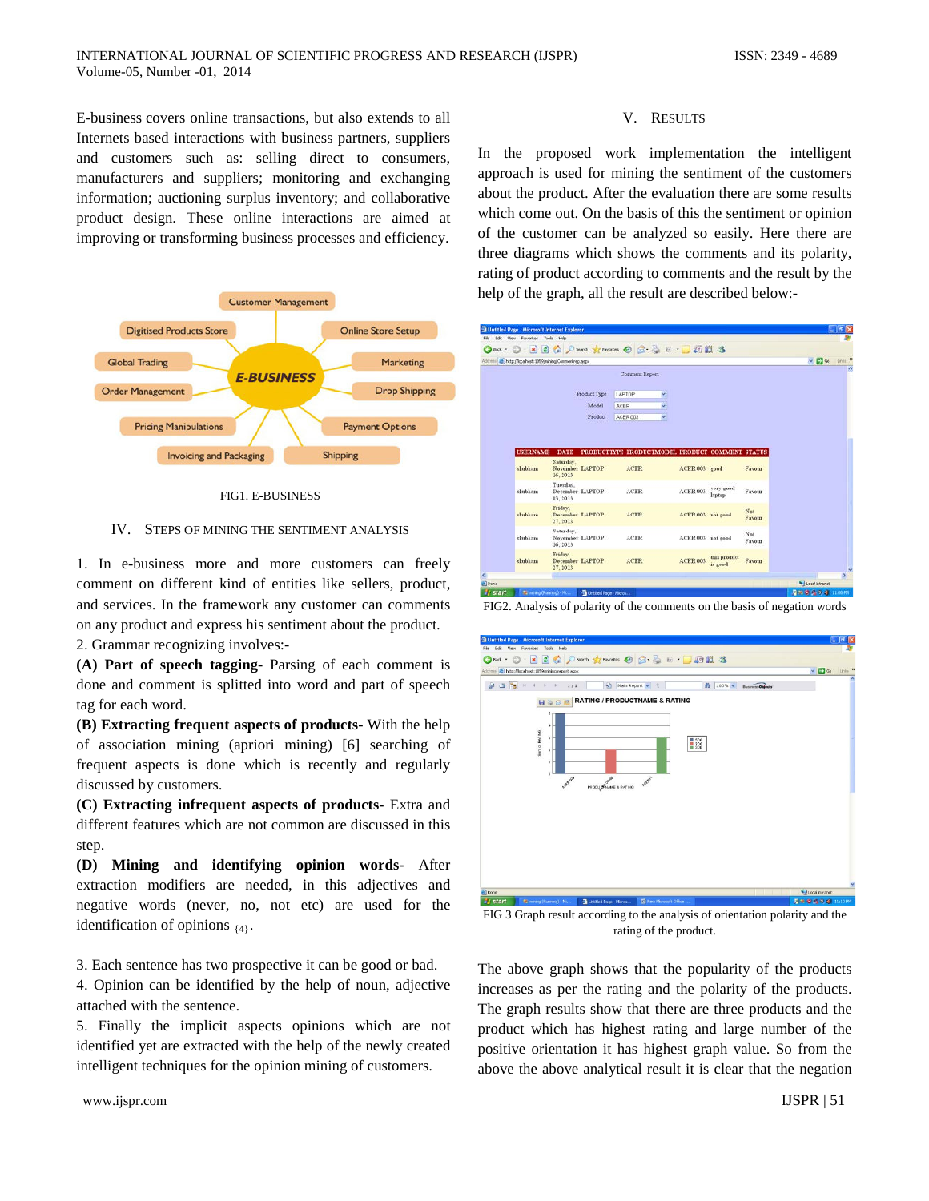E-business covers online transactions, but also extends to all Internets based interactions with business partners, suppliers and customers such as: selling direct to consumers, manufacturers and suppliers; monitoring and exchanging information; auctioning surplus inventory; and collaborative product design. These online interactions are aimed at improving or transforming business processes and efficiency.

Customer Management
Digitised Products Store
Online Store Setup
Global Trading
Marketing
E-BUSINESS
Order Management
Drop Shipping
Pricing Manipulations
Payment Options
Invoicing and Packaging
Shipping

FIG1. E-BUSINESS

## IV. STEPS OF MINING THE SENTIMENT ANALYSIS

1. In e-business more and more customers can freely comment on different kind of entities like sellers, product, and services. In the framework any customer can comments on any product and express his sentiment about the product.

2. Grammar recognizing involves:-

**(A) Part of speech tagging**- Parsing of each comment is done and comment is splitted into word and part of speech tag for each word.

**(B) Extracting frequent aspects of products**- With the help of association mining (apriori mining) [6] searching of frequent aspects is done which is recently and regularly discussed by customers.

**(C) Extracting infrequent aspects of products**- Extra and different features which are not common are discussed in this step.

**(D) Mining and identifying opinion words**- After extraction modifiers are needed, in this adjectives and negative words (never, no, not etc) are used for the identification of opinions $_{\{4\}}$.

3. Each sentence has two prospective it can be good or bad.

4. Opinion can be identified by the help of noun, adjective attached with the sentence.

5. Finally the implicit aspects opinions which are not identified yet are extracted with the help of the newly created intelligent techniques for the opinion mining of customers.

## V. RESULTS

In the proposed work implementation the intelligent approach is used for mining the sentiment of the customers about the product. After the evaluation there are some results which come out. On the basis of this the sentiment or opinion of the customer can be analyzed so easily. Here there are three diagrams which shows the comments and its polarity, rating of product according to comments and the result by the help of the graph, all the result are described below:-

FIG2. Analysis of polarity of the comments on the basis of negation words

RATING / PRODUCTNAME & RATING

FIG 3 Graph result according to the analysis of orientation polarity and the rating of the product.

The above graph shows that the popularity of the products increases as per the rating and the polarity of the products. The graph results show that there are three products and the product which has highest rating and large number of the positive orientation it has highest graph value. So from the above the above analytical result it is clear that the negation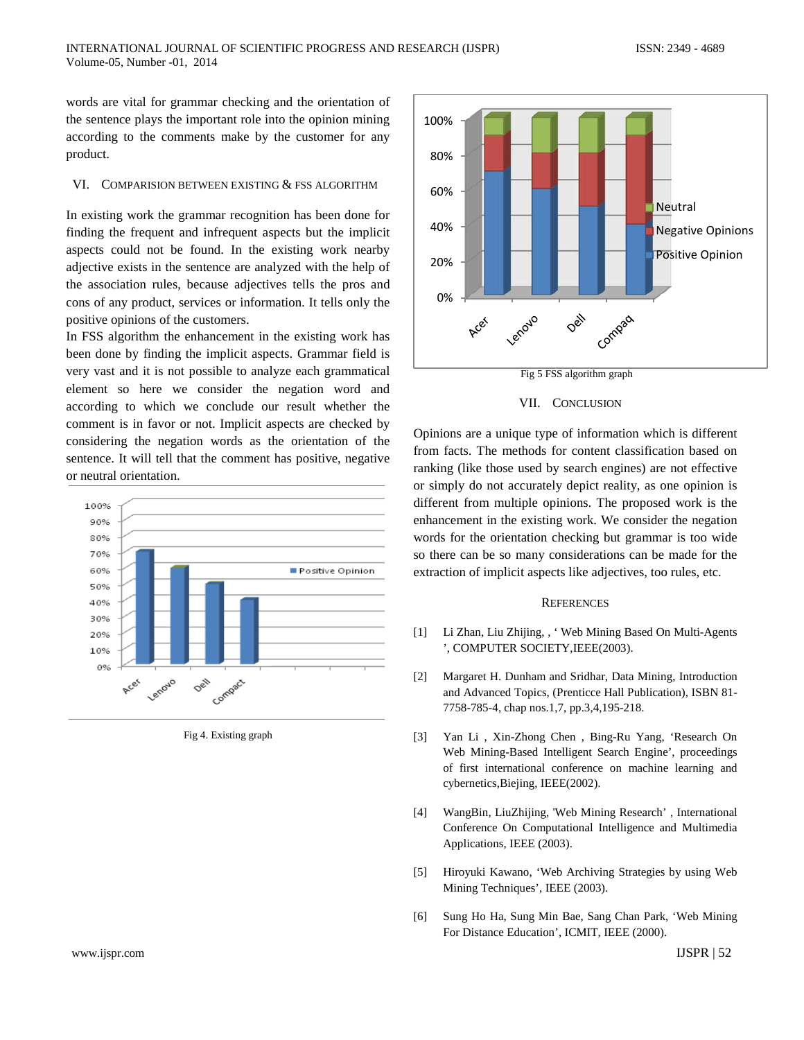words are vital for grammar checking and the orientation of the sentence plays the important role into the opinion mining according to the comments make by the customer for any product.

## VI. COMPARISION BETWEEN EXISTING & FSS ALGORITHM

In existing work the grammar recognition has been done for finding the frequent and infrequent aspects but the implicit aspects could not be found. In the existing work nearby adjective exists in the sentence are analyzed with the help of the association rules, because adjectives tells the pros and cons of any product, services or information. It tells only the positive opinions of the customers.

In FSS algorithm the enhancement in the existing work has been done by finding the implicit aspects. Grammar field is very vast and it is not possible to analyze each grammatical element so here we consider the negation word and according to which we conclude our result whether the comment is in favor or not. Implicit aspects are checked by considering the negation words as the orientation of the sentence. It will tell that the comment has positive, negative or neutral orientation.

100%
90%
80%
70%
60%
50%
40%
30%
20%
10%
0%
Positive Opinion
Acer
Lenovo
Dell
Compact

Fig 4. Existing graph

100%
80%
60%
40%
20%
0%
Neutral
Negative Opinions
Positive Opinion
Acer
Lenovo
Dell
Compaq

Fig 5 FSS algorithm graph

## VII. CONCLUSION

Opinions are a unique type of information which is different from facts. The methods for content classification based on ranking (like those used by search engines) are not effective or simply do not accurately depict reality, as one opinion is different from multiple opinions. The proposed work is the enhancement in the existing work. We consider the negation words for the orientation checking but grammar is too wide so there can be so many considerations can be made for the extraction of implicit aspects like adjectives, too rules, etc.

## REFERENCES

[1] Li Zhan, Liu Zhijing, , ' Web Mining Based On Multi-Agents ', COMPUTER SOCIETY,IEEE(2003).

[2] Margaret H. Dunham and Sridhar, Data Mining, Introduction and Advanced Topics, (Prenticce Hall Publication), ISBN 81-7758-785-4, chap nos.1,7, pp.3,4,195-218.

[3] Yan Li , Xin-Zhong Chen , Bing-Ru Yang, 'Research On Web Mining-Based Intelligent Search Engine', proceedings of first international conference on machine learning and cybernetics,Biejing, IEEE(2002).

[4] WangBin, LiuZhijing, 'Web Mining Research' , International Conference On Computational Intelligence and Multimedia Applications, IEEE (2003).

[5] Hiroyuki Kawano, 'Web Archiving Strategies by using Web Mining Techniques', IEEE (2003).

[6] Sung Ho Ha, Sung Min Bae, Sang Chan Park, 'Web Mining For Distance Education', ICMIT, IEEE (2000).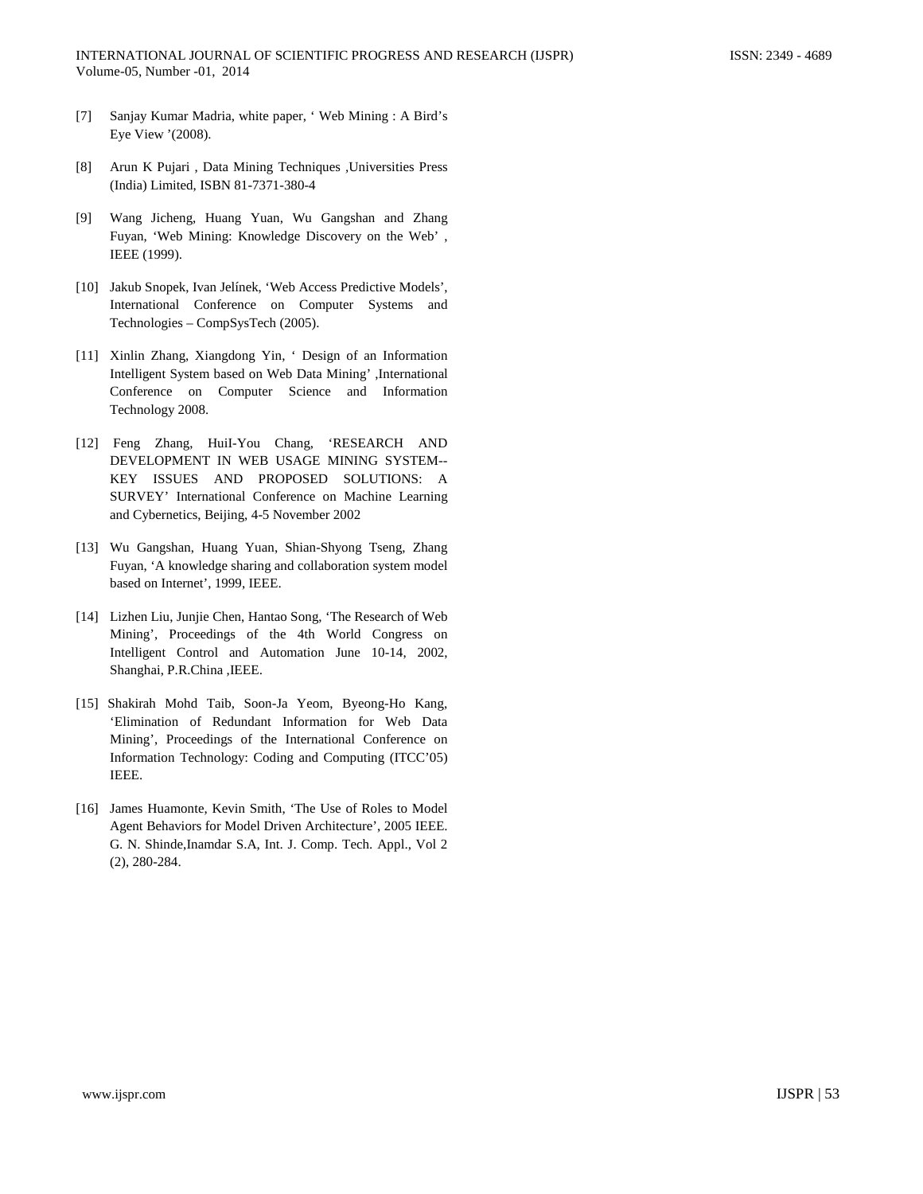[7] Sanjay Kumar Madria, white paper, ‘ Web Mining : A Bird’s Eye View ’(2008).

[8] Arun K Pujari , Data Mining Techniques ,Universities Press (India) Limited, ISBN 81-7371-380-4

[9] Wang Jicheng, Huang Yuan, Wu Gangshan and Zhang Fuyan, ‘Web Mining: Knowledge Discovery on the Web’ , IEEE (1999).

[10] Jakub Snopek, Ivan Jelínek, ‘Web Access Predictive Models’, International Conference on Computer Systems and Technologies – CompSysTech (2005).

[11] Xinlin Zhang, Xiangdong Yin, ‘ Design of an Information Intelligent System based on Web Data Mining’ ,International Conference on Computer Science and Information Technology 2008.

[12] Feng Zhang, HuiI-You Chang, ‘RESEARCH AND DEVELOPMENT IN WEB USAGE MINING SYSTEM--KEY ISSUES AND PROPOSED SOLUTIONS: A SURVEY’ International Conference on Machine Learning and Cybernetics, Beijing, 4-5 November 2002

[13] Wu Gangshan, Huang Yuan, Shian-Shyong Tseng, Zhang Fuyan, ‘A knowledge sharing and collaboration system model based on Internet’, 1999, IEEE.

[14] Lizhen Liu, Junjie Chen, Hantao Song, ‘The Research of Web Mining’, Proceedings of the 4th World Congress on Intelligent Control and Automation June 10-14, 2002, Shanghai, P.R.China ,IEEE.

[15] Shakirah Mohd Taib, Soon-Ja Yeom, Byeong-Ho Kang, ‘Elimination of Redundant Information for Web Data Mining’, Proceedings of the International Conference on Information Technology: Coding and Computing (ITCC’05) IEEE.

[16] James Huamonte, Kevin Smith, ‘The Use of Roles to Model Agent Behaviors for Model Driven Architecture’, 2005 IEEE. G. N. Shinde,Inamdar S.A, Int. J. Comp. Tech. Appl., Vol 2 (2), 280-284.